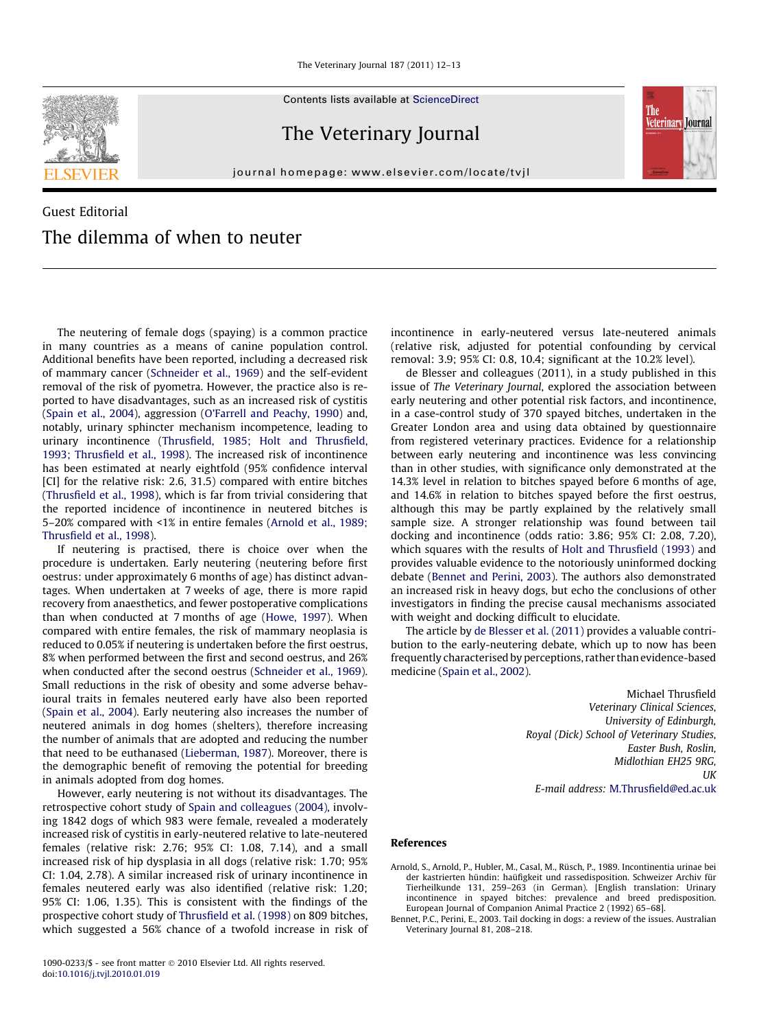Guest Editorial

# The dilemma of when to neuter

The neutering of female dogs (spaying) is a common practice in many countries as a means of canine population control. Additional benefits have been reported, including a decreased risk of mammary cancer (Schneider et al., 1969) and the self-evident removal of the risk of pyometra. However, the practice also is reported to have disadvantages, such as an increased risk of cystitis (Spain et al., 2004), aggression (O'Farrell and Peachy, 1990) and, notably, urinary sphincter mechanism incompetence, leading to urinary incontinence (Thrusfield, 1985; Holt and Thrusfield, 1993; Thrusfield et al., 1998). The increased risk of incontinence has been estimated at nearly eightfold (95% confidence interval [CI] for the relative risk: 2.6, 31.5) compared with entire bitches (Thrusfield et al., 1998), which is far from trivial considering that the reported incidence of incontinence in neutered bitches is 5–20% compared with <1% in entire females (Arnold et al., 1989; Thrusfield et al., 1998).

If neutering is practised, there is choice over when the procedure is undertaken. Early neutering (neutering before first oestrus: under approximately 6 months of age) has distinct advantages. When undertaken at 7 weeks of age, there is more rapid recovery from anaesthetics, and fewer postoperative complications than when conducted at 7 months of age (Howe, 1997). When compared with entire females, the risk of mammary neoplasia is reduced to 0.05% if neutering is undertaken before the first oestrus, 8% when performed between the first and second oestrus, and 26% when conducted after the second oestrus (Schneider et al., 1969). Small reductions in the risk of obesity and some adverse behavioural traits in females neutered early have also been reported (Spain et al., 2004). Early neutering also increases the number of neutered animals in dog homes (shelters), therefore increasing the number of animals that are adopted and reducing the number that need to be euthanased (Lieberman, 1987). Moreover, there is the demographic benefit of removing the potential for breeding in animals adopted from dog homes.

However, early neutering is not without its disadvantages. The retrospective cohort study of Spain and colleagues (2004), involving 1842 dogs of which 983 were female, revealed a moderately increased risk of cystitis in early-neutered relative to late-neutered females (relative risk: 2.76; 95% CI: 1.08, 7.14), and a small increased risk of hip dysplasia in all dogs (relative risk: 1.70; 95% CI: 1.04, 2.78). A similar increased risk of urinary incontinence in females neutered early was also identified (relative risk: 1.20; 95% CI: 1.06, 1.35). This is consistent with the findings of the prospective cohort study of Thrusfield et al. (1998) on 809 bitches, which suggested a 56% chance of a twofold increase in risk of incontinence in early-neutered versus late-neutered animals (relative risk, adjusted for potential confounding by cervical removal: 3.9; 95% CI: 0.8, 10.4; significant at the 10.2% level).

de Blesser and colleagues (2011), in a study published in this issue of *The Veterinary Journal*, explored the association between early neutering and other potential risk factors, and incontinence, in a case-control study of 370 spayed bitches, undertaken in the Greater London area and using data obtained by questionnaire from registered veterinary practices. Evidence for a relationship between early neutering and incontinence was less convincing than in other studies, with significance only demonstrated at the 14.3% level in relation to bitches spayed before 6 months of age, and 14.6% in relation to bitches spayed before the first oestrus, although this may be partly explained by the relatively small sample size. A stronger relationship was found between tail docking and incontinence (odds ratio: 3.86; 95% CI: 2.08, 7.20), which squares with the results of Holt and Thrusfield (1993) and provides valuable evidence to the notoriously uninformed docking debate (Bennet and Perini, 2003). The authors also demonstrated an increased risk in heavy dogs, but echo the conclusions of other investigators in finding the precise causal mechanisms associated with weight and docking difficult to elucidate.

The article by de Blesser et al. (2011) provides a valuable contribution to the early-neutering debate, which up to now has been frequently characterised by perceptions, rather than evidence-based medicine (Spain et al., 2002).

Michael Thrusfield
*Veterinary Clinical Sciences,*
*University of Edinburgh,*
*Royal (Dick) School of Veterinary Studies,*
*Easter Bush, Roslin,*
*Midlothian EH25 9RG,*
*UK*
*E-mail address:* M.Thrusfield@ed.ac.uk

## References

Arnold, S., Arnold, P., Hubler, M., Casal, M., Rüsch, P., 1989. Incontinentia urinae bei der kastrierten hündin: haüfigkeit und rassedisposition. Schweizer Archiv für Tierheilkunde 131, 259–263 (in German). [English translation: Urinary incontinence in spayed bitches: prevalence and breed predisposition. European Journal of Companion Animal Practice 2 (1992) 65–68].

Bennet, P.C., Perini, E., 2003. Tail docking in dogs: a review of the issues. Australian Veterinary Journal 81, 208–218.

1090-0233/$ - see front matter © 2010 Elsevier Ltd. All rights reserved.
doi:10.1016/j.tvjl.2010.01.019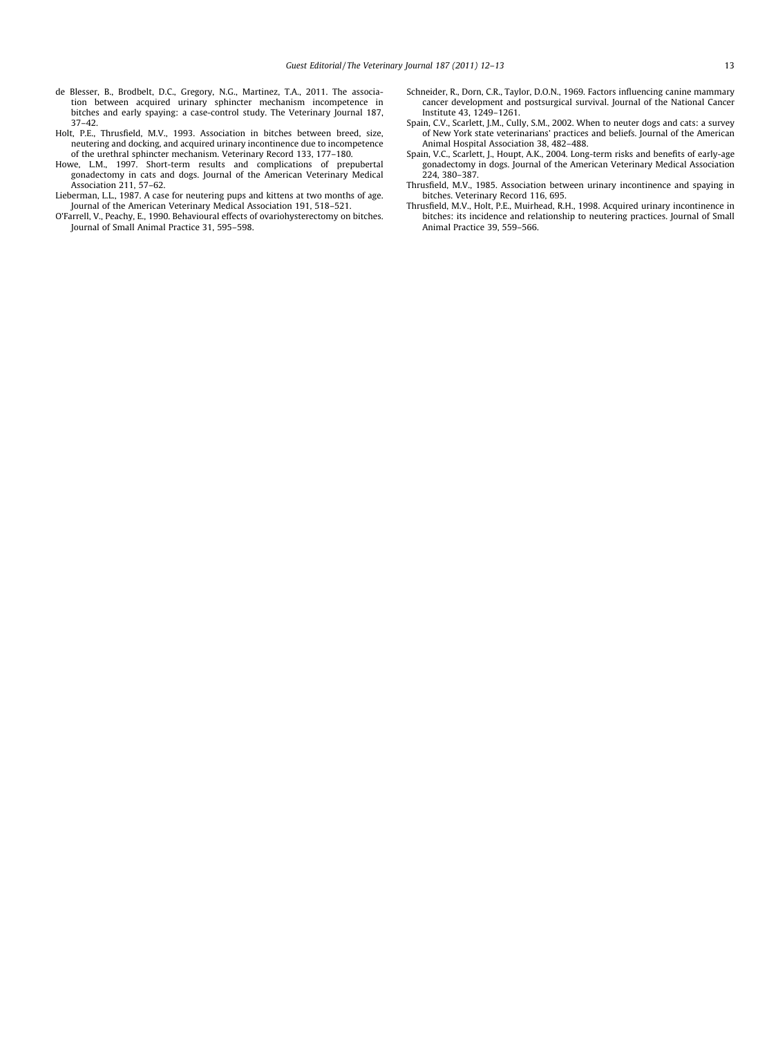de Blesser, B., Brodbelt, D.C., Gregory, N.G., Martinez, T.A., 2011. The association between acquired urinary sphincter mechanism incompetence in bitches and early spaying: a case-control study. The Veterinary Journal 187, 37–42.

Holt, P.E., Thrusfield, M.V., 1993. Association in bitches between breed, size, neutering and docking, and acquired urinary incontinence due to incompetence of the urethral sphincter mechanism. Veterinary Record 133, 177–180.

Howe, L.M., 1997. Short-term results and complications of prepubertal gonadectomy in cats and dogs. Journal of the American Veterinary Medical Association 211, 57–62.

Lieberman, L.L., 1987. A case for neutering pups and kittens at two months of age. Journal of the American Veterinary Medical Association 191, 518–521.

O'Farrell, V., Peachy, E., 1990. Behavioural effects of ovariohysterectomy on bitches. Journal of Small Animal Practice 31, 595–598.

Schneider, R., Dorn, C.R., Taylor, D.O.N., 1969. Factors influencing canine mammary cancer development and postsurgical survival. Journal of the National Cancer Institute 43, 1249–1261.

Spain, C.V., Scarlett, J.M., Cully, S.M., 2002. When to neuter dogs and cats: a survey of New York state veterinarians' practices and beliefs. Journal of the American Animal Hospital Association 38, 482–488.

Spain, V.C., Scarlett, J., Houpt, A.K., 2004. Long-term risks and benefits of early-age gonadectomy in dogs. Journal of the American Veterinary Medical Association 224, 380–387.

Thrusfield, M.V., 1985. Association between urinary incontinence and spaying in bitches. Veterinary Record 116, 695.

Thrusfield, M.V., Holt, P.E., Muirhead, R.H., 1998. Acquired urinary incontinence in bitches: its incidence and relationship to neutering practices. Journal of Small Animal Practice 39, 559–566.